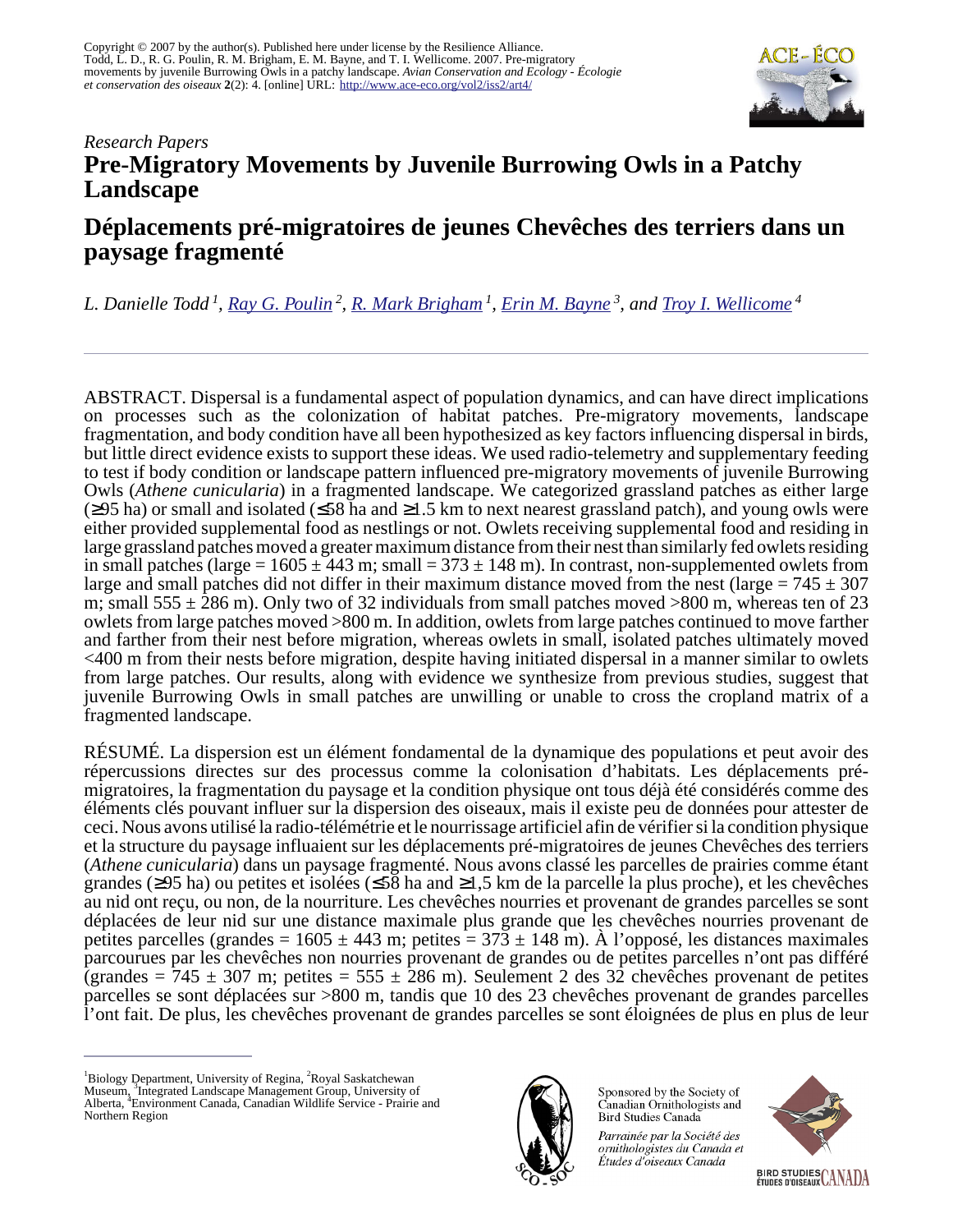Copyright © 2007 by the author(s). Published here under license by the Resilience Alliance.
Todd, L. D., R. G. Poulin, R. M. Brigham, E. M. Bayne, and T. I. Wellicome. 2007. Pre-migratory movements by juvenile Burrowing Owls in a patchy landscape. *Avian Conservation and Ecology - Écologie et conservation des oiseaux* **2**(2): 4. [online] URL: http://www.ace-eco.org/vol2/iss2/art4/

*Research Papers*

# Pre-Migratory Movements by Juvenile Burrowing Owls in a Patchy Landscape

# Déplacements pré-migratoires de jeunes Chevêches des terriers dans un paysage fragmenté

*L. Danielle Todd* [1], *Ray G. Poulin* [2], *R. Mark Brigham* [1], *Erin M. Bayne* [3], *and Troy I. Wellicome* [4]

ABSTRACT. Dispersal is a fundamental aspect of population dynamics, and can have direct implications on processes such as the colonization of habitat patches. Pre-migratory movements, landscape fragmentation, and body condition have all been hypothesized as key factors influencing dispersal in birds, but little direct evidence exists to support these ideas. We used radio-telemetry and supplementary feeding to test if body condition or landscape pattern influenced pre-migratory movements of juvenile Burrowing Owls (*Athene cunicularia*) in a fragmented landscape. We categorized grassland patches as either large (≥95 ha) or small and isolated (≤58 ha and ≥1.5 km to next nearest grassland patch), and young owls were either provided supplemental food as nestlings or not. Owlets receiving supplemental food and residing in large grassland patches moved a greater maximum distance from their nest than similarly fed owlets residing in small patches (large = 1605 ± 443 m; small = 373 ± 148 m). In contrast, non-supplemented owlets from large and small patches did not differ in their maximum distance moved from the nest (large = 745 ± 307 m; small 555 ± 286 m). Only two of 32 individuals from small patches moved >800 m, whereas ten of 23 owlets from large patches moved >800 m. In addition, owlets from large patches continued to move farther and farther from their nest before migration, whereas owlets in small, isolated patches ultimately moved <400 m from their nests before migration, despite having initiated dispersal in a manner similar to owlets from large patches. Our results, along with evidence we synthesize from previous studies, suggest that juvenile Burrowing Owls in small patches are unwilling or unable to cross the cropland matrix of a fragmented landscape.

RÉSUMÉ. La dispersion est un élément fondamental de la dynamique des populations et peut avoir des répercussions directes sur des processus comme la colonisation d'habitats. Les déplacements pré-migratoires, la fragmentation du paysage et la condition physique ont tous déjà été considérés comme des éléments clés pouvant influer sur la dispersion des oiseaux, mais il existe peu de données pour attester de ceci. Nous avons utilisé la radio-télémétrie et le nourrissage artificiel afin de vérifier si la condition physique et la structure du paysage influaient sur les déplacements pré-migratoires de jeunes Chevêches des terriers (*Athene cunicularia*) dans un paysage fragmenté. Nous avons classé les parcelles de prairies comme étant grandes (≥95 ha) ou petites et isolées (≤58 ha and ≥1,5 km de la parcelle la plus proche), et les chevêches au nid ont reçu, ou non, de la nourriture. Les chevêches nourries et provenant de grandes parcelles se sont déplacées de leur nid sur une distance maximale plus grande que les chevêches nourries provenant de petites parcelles (grandes = 1605 ± 443 m; petites = 373 ± 148 m). À l'opposé, les distances maximales parcourues par les chevêches non nourries provenant de grandes ou de petites parcelles n'ont pas différé (grandes = 745 ± 307 m; petites = 555 ± 286 m). Seulement 2 des 32 chevêches provenant de petites parcelles se sont déplacées sur >800 m, tandis que 10 des 23 chevêches provenant de grandes parcelles l'ont fait. De plus, les chevêches provenant de grandes parcelles se sont éloignées de plus en plus de leur

[1] Biology Department, University of Regina, [2] Royal Saskatchewan Museum, [3] Integrated Landscape Management Group, University of Alberta, [4] Environment Canada, Canadian Wildlife Service - Prairie and Northern Region

Sponsored by the Society of Canadian Ornithologists and Bird Studies Canada

*Parrainée par la Société des ornithologistes du Canada et Études d'oiseaux Canada*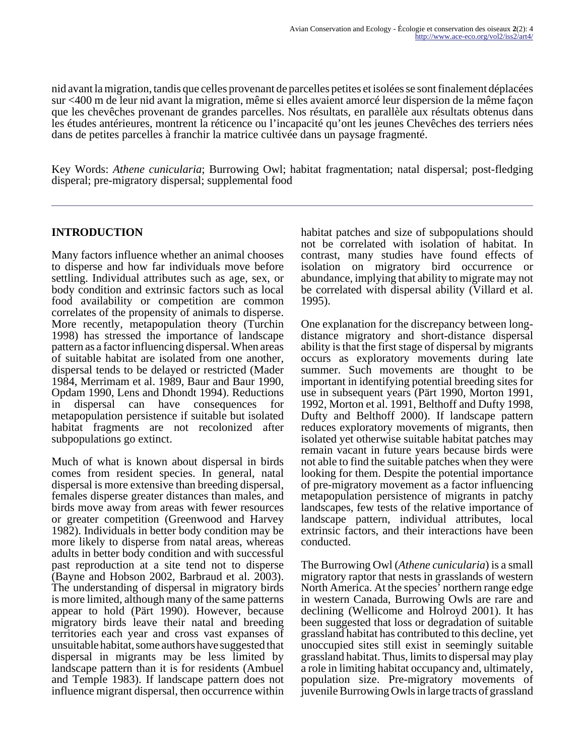nid avant la migration, tandis que celles provenant de parcelles petites et isolées se sont finalement déplacées sur <400 m de leur nid avant la migration, même si elles avaient amorcé leur dispersion de la même façon que les chevêches provenant de grandes parcelles. Nos résultats, en parallèle aux résultats obtenus dans les études antérieures, montrent la réticence ou l'incapacité qu'ont les jeunes Chevêches des terriers nées dans de petites parcelles à franchir la matrice cultivée dans un paysage fragmenté.

Key Words: *Athene cunicularia*; Burrowing Owl; habitat fragmentation; natal dispersal; post-fledging disperal; pre-migratory dispersal; supplemental food

## INTRODUCTION

Many factors influence whether an animal chooses to disperse and how far individuals move before settling. Individual attributes such as age, sex, or body condition and extrinsic factors such as local food availability or competition are common correlates of the propensity of animals to disperse. More recently, metapopulation theory (Turchin 1998) has stressed the importance of landscape pattern as a factor influencing dispersal. When areas of suitable habitat are isolated from one another, dispersal tends to be delayed or restricted (Mader 1984, Merrimam et al. 1989, Baur and Baur 1990, Opdam 1990, Lens and Dhondt 1994). Reductions in dispersal can have consequences for metapopulation persistence if suitable but isolated habitat fragments are not recolonized after subpopulations go extinct.

Much of what is known about dispersal in birds comes from resident species. In general, natal dispersal is more extensive than breeding dispersal, females disperse greater distances than males, and birds move away from areas with fewer resources or greater competition (Greenwood and Harvey 1982). Individuals in better body condition may be more likely to disperse from natal areas, whereas adults in better body condition and with successful past reproduction at a site tend not to disperse (Bayne and Hobson 2002, Barbraud et al. 2003). The understanding of dispersal in migratory birds is more limited, although many of the same patterns appear to hold (Pärt 1990). However, because migratory birds leave their natal and breeding territories each year and cross vast expanses of unsuitable habitat, some authors have suggested that dispersal in migrants may be less limited by landscape pattern than it is for residents (Ambuel and Temple 1983). If landscape pattern does not influence migrant dispersal, then occurrence within habitat patches and size of subpopulations should not be correlated with isolation of habitat. In contrast, many studies have found effects of isolation on migratory bird occurrence or abundance, implying that ability to migrate may not be correlated with dispersal ability (Villard et al. 1995).

One explanation for the discrepancy between long-distance migratory and short-distance dispersal ability is that the first stage of dispersal by migrants occurs as exploratory movements during late summer. Such movements are thought to be important in identifying potential breeding sites for use in subsequent years (Pärt 1990, Morton 1991, 1992, Morton et al. 1991, Belthoff and Dufty 1998, Dufty and Belthoff 2000). If landscape pattern reduces exploratory movements of migrants, then isolated yet otherwise suitable habitat patches may remain vacant in future years because birds were not able to find the suitable patches when they were looking for them. Despite the potential importance of pre-migratory movement as a factor influencing metapopulation persistence of migrants in patchy landscapes, few tests of the relative importance of landscape pattern, individual attributes, local extrinsic factors, and their interactions have been conducted.

The Burrowing Owl (*Athene cunicularia*) is a small migratory raptor that nests in grasslands of western North America. At the species' northern range edge in western Canada, Burrowing Owls are rare and declining (Wellicome and Holroyd 2001). It has been suggested that loss or degradation of suitable grassland habitat has contributed to this decline, yet unoccupied sites still exist in seemingly suitable grassland habitat. Thus, limits to dispersal may play a role in limiting habitat occupancy and, ultimately, population size. Pre-migratory movements of juvenile Burrowing Owls in large tracts of grassland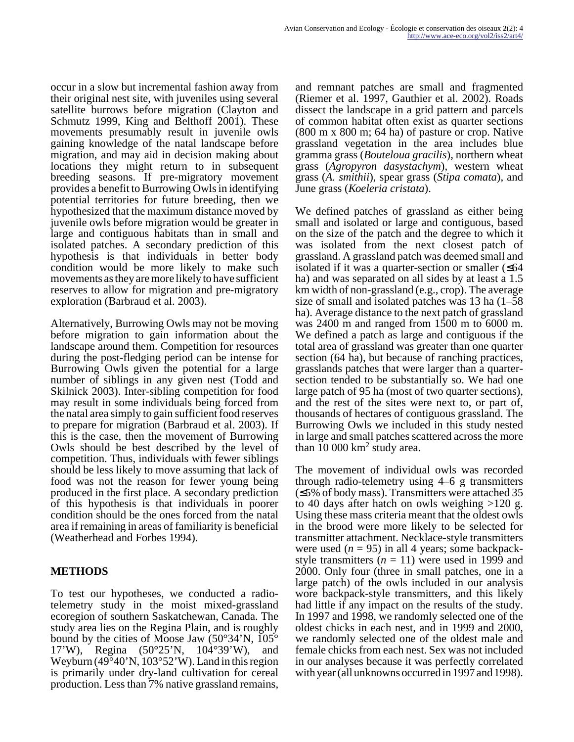occur in a slow but incremental fashion away from their original nest site, with juveniles using several satellite burrows before migration (Clayton and Schmutz 1999, King and Belthoff 2001). These movements presumably result in juvenile owls gaining knowledge of the natal landscape before migration, and may aid in decision making about locations they might return to in subsequent breeding seasons. If pre-migratory movement provides a benefit to Burrowing Owls in identifying potential territories for future breeding, then we hypothesized that the maximum distance moved by juvenile owls before migration would be greater in large and contiguous habitats than in small and isolated patches. A secondary prediction of this hypothesis is that individuals in better body condition would be more likely to make such movements as they are more likely to have sufficient reserves to allow for migration and pre-migratory exploration (Barbraud et al. 2003).

Alternatively, Burrowing Owls may not be moving before migration to gain information about the landscape around them. Competition for resources during the post-fledging period can be intense for Burrowing Owls given the potential for a large number of siblings in any given nest (Todd and Skilnick 2003). Inter-sibling competition for food may result in some individuals being forced from the natal area simply to gain sufficient food reserves to prepare for migration (Barbraud et al. 2003). If this is the case, then the movement of Burrowing Owls should be best described by the level of competition. Thus, individuals with fewer siblings should be less likely to move assuming that lack of food was not the reason for fewer young being produced in the first place. A secondary prediction of this hypothesis is that individuals in poorer condition should be the ones forced from the natal area if remaining in areas of familiarity is beneficial (Weatherhead and Forbes 1994).

## METHODS

To test our hypotheses, we conducted a radio-telemetry study in the moist mixed-grassland ecoregion of southern Saskatchewan, Canada. The study area lies on the Regina Plain, and is roughly bound by the cities of Moose Jaw (50°34'N, 105° 17'W), Regina (50°25'N, 104°39'W), and Weyburn (49°40'N, 103°52'W). Land in this region is primarily under dry-land cultivation for cereal production. Less than 7% native grassland remains, and remnant patches are small and fragmented (Riemer et al. 1997, Gauthier et al. 2002). Roads dissect the landscape in a grid pattern and parcels of common habitat often exist as quarter sections (800 m x 800 m; 64 ha) of pasture or crop. Native grassland vegetation in the area includes blue gramma grass (*Bouteloua gracilis*), northern wheat grass (*Agropyron dasystachym*), western wheat grass (*A. smithii*), spear grass (*Stipa comata*), and June grass (*Koeleria cristata*).

We defined patches of grassland as either being small and isolated or large and contiguous, based on the size of the patch and the degree to which it was isolated from the next closest patch of grassland. A grassland patch was deemed small and isolated if it was a quarter-section or smaller (≤64 ha) and was separated on all sides by at least a 1.5 km width of non-grassland (e.g., crop). The average size of small and isolated patches was 13 ha (1–58 ha). Average distance to the next patch of grassland was 2400 m and ranged from 1500 m to 6000 m. We defined a patch as large and contiguous if the total area of grassland was greater than one quarter section (64 ha), but because of ranching practices, grasslands patches that were larger than a quarter-section tended to be substantially so. We had one large patch of 95 ha (most of two quarter sections), and the rest of the sites were next to, or part of, thousands of hectares of contiguous grassland. The Burrowing Owls we included in this study nested in large and small patches scattered across the more than 10 000 km$^2$ study area.

The movement of individual owls was recorded through radio-telemetry using 4–6 g transmitters (≤5% of body mass). Transmitters were attached 35 to 40 days after hatch on owls weighing >120 g. Using these mass criteria meant that the oldest owls in the brood were more likely to be selected for transmitter attachment. Necklace-style transmitters were used ($n$ = 95) in all 4 years; some backpack-style transmitters ($n$ = 11) were used in 1999 and 2000. Only four (three in small patches, one in a large patch) of the owls included in our analysis wore backpack-style transmitters, and this likely had little if any impact on the results of the study. In 1997 and 1998, we randomly selected one of the oldest chicks in each nest, and in 1999 and 2000, we randomly selected one of the oldest male and female chicks from each nest. Sex was not included in our analyses because it was perfectly correlated with year (all unknowns occurred in 1997 and 1998).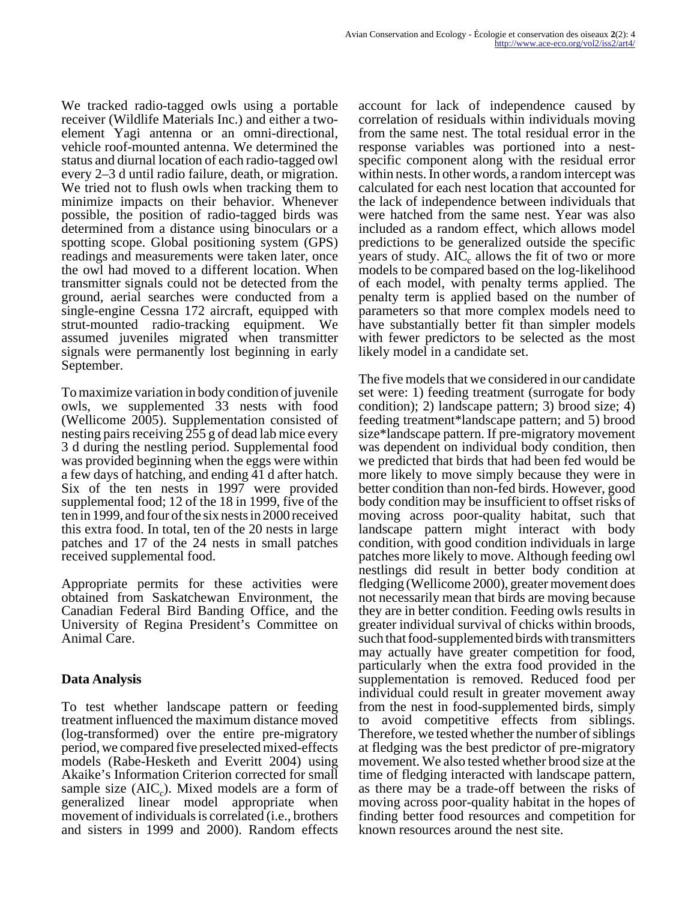We tracked radio-tagged owls using a portable receiver (Wildlife Materials Inc.) and either a two-element Yagi antenna or an omni-directional, vehicle roof-mounted antenna. We determined the status and diurnal location of each radio-tagged owl every 2–3 d until radio failure, death, or migration. We tried not to flush owls when tracking them to minimize impacts on their behavior. Whenever possible, the position of radio-tagged birds was determined from a distance using binoculars or a spotting scope. Global positioning system (GPS) readings and measurements were taken later, once the owl had moved to a different location. When transmitter signals could not be detected from the ground, aerial searches were conducted from a single-engine Cessna 172 aircraft, equipped with strut-mounted radio-tracking equipment. We assumed juveniles migrated when transmitter signals were permanently lost beginning in early September.

To maximize variation in body condition of juvenile owls, we supplemented 33 nests with food (Wellicome 2005). Supplementation consisted of nesting pairs receiving 255 g of dead lab mice every 3 d during the nestling period. Supplemental food was provided beginning when the eggs were within a few days of hatching, and ending 41 d after hatch. Six of the ten nests in 1997 were provided supplemental food; 12 of the 18 in 1999, five of the ten in 1999, and four of the six nests in 2000 received this extra food. In total, ten of the 20 nests in large patches and 17 of the 24 nests in small patches received supplemental food.

Appropriate permits for these activities were obtained from Saskatchewan Environment, the Canadian Federal Bird Banding Office, and the University of Regina President's Committee on Animal Care.

## Data Analysis

To test whether landscape pattern or feeding treatment influenced the maximum distance moved (log-transformed) over the entire pre-migratory period, we compared five preselected mixed-effects models (Rabe-Hesketh and Everitt 2004) using Akaike's Information Criterion corrected for small sample size ($AIC_c$). Mixed models are a form of generalized linear model appropriate when movement of individuals is correlated (i.e., brothers and sisters in 1999 and 2000). Random effects account for lack of independence caused by correlation of residuals within individuals moving from the same nest. The total residual error in the response variables was portioned into a nest-specific component along with the residual error within nests. In other words, a random intercept was calculated for each nest location that accounted for the lack of independence between individuals that were hatched from the same nest. Year was also included as a random effect, which allows model predictions to be generalized outside the specific years of study. $AIC_c$ allows the fit of two or more models to be compared based on the log-likelihood of each model, with penalty terms applied. The penalty term is applied based on the number of parameters so that more complex models need to have substantially better fit than simpler models with fewer predictors to be selected as the most likely model in a candidate set.

The five models that we considered in our candidate set were: 1) feeding treatment (surrogate for body condition); 2) landscape pattern; 3) brood size; 4) feeding treatment*landscape pattern; and 5) brood size*landscape pattern. If pre-migratory movement was dependent on individual body condition, then we predicted that birds that had been fed would be more likely to move simply because they were in better condition than non-fed birds. However, good body condition may be insufficient to offset risks of moving across poor-quality habitat, such that landscape pattern might interact with body condition, with good condition individuals in large patches more likely to move. Although feeding owl nestlings did result in better body condition at fledging (Wellicome 2000), greater movement does not necessarily mean that birds are moving because they are in better condition. Feeding owls results in greater individual survival of chicks within broods, such that food-supplemented birds with transmitters may actually have greater competition for food, particularly when the extra food provided in the supplementation is removed. Reduced food per individual could result in greater movement away from the nest in food-supplemented birds, simply to avoid competitive effects from siblings. Therefore, we tested whether the number of siblings at fledging was the best predictor of pre-migratory movement. We also tested whether brood size at the time of fledging interacted with landscape pattern, as there may be a trade-off between the risks of moving across poor-quality habitat in the hopes of finding better food resources and competition for known resources around the nest site.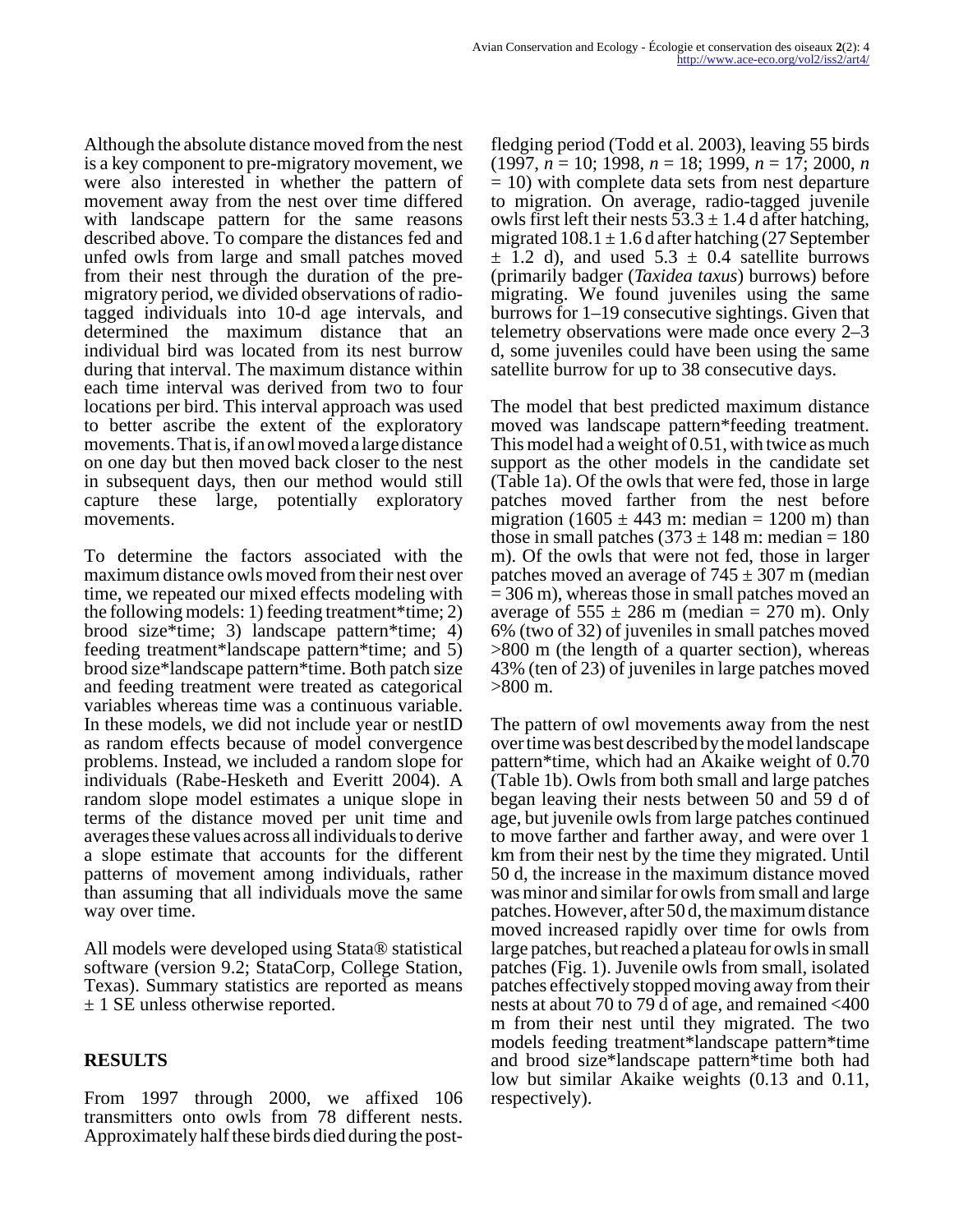Although the absolute distance moved from the nest is a key component to pre-migratory movement, we were also interested in whether the pattern of movement away from the nest over time differed with landscape pattern for the same reasons described above. To compare the distances fed and unfed owls from large and small patches moved from their nest through the duration of the pre-migratory period, we divided observations of radio-tagged individuals into 10-d age intervals, and determined the maximum distance that an individual bird was located from its nest burrow during that interval. The maximum distance within each time interval was derived from two to four locations per bird. This interval approach was used to better ascribe the extent of the exploratory movements. That is, if an owl moved a large distance on one day but then moved back closer to the nest in subsequent days, then our method would still capture these large, potentially exploratory movements.

To determine the factors associated with the maximum distance owls moved from their nest over time, we repeated our mixed effects modeling with the following models: 1) feeding treatment*time; 2) brood size*time; 3) landscape pattern*time; 4) feeding treatment*landscape pattern*time; and 5) brood size*landscape pattern*time. Both patch size and feeding treatment were treated as categorical variables whereas time was a continuous variable. In these models, we did not include year or nestID as random effects because of model convergence problems. Instead, we included a random slope for individuals (Rabe-Hesketh and Everitt 2004). A random slope model estimates a unique slope in terms of the distance moved per unit time and averages these values across all individuals to derive a slope estimate that accounts for the different patterns of movement among individuals, rather than assuming that all individuals move the same way over time.

All models were developed using Stata® statistical software (version 9.2; StataCorp, College Station, Texas). Summary statistics are reported as means ± 1 SE unless otherwise reported.

## RESULTS

From 1997 through 2000, we affixed 106 transmitters onto owls from 78 different nests. Approximately half these birds died during the post-fledging period (Todd et al. 2003), leaving 55 birds (1997, $n$ = 10; 1998, $n$ = 18; 1999, $n$ = 17; 2000, $n$ = 10) with complete data sets from nest departure to migration. On average, radio-tagged juvenile owls first left their nests 53.3 ± 1.4 d after hatching, migrated 108.1 ± 1.6 d after hatching (27 September ± 1.2 d), and used 5.3 ± 0.4 satellite burrows (primarily badger (*Taxidea taxus*) burrows) before migrating. We found juveniles using the same burrows for 1–19 consecutive sightings. Given that telemetry observations were made once every 2–3 d, some juveniles could have been using the same satellite burrow for up to 38 consecutive days.

The model that best predicted maximum distance moved was landscape pattern*feeding treatment. This model had a weight of 0.51, with twice as much support as the other models in the candidate set (Table 1a). Of the owls that were fed, those in large patches moved farther from the nest before migration (1605 ± 443 m: median = 1200 m) than those in small patches (373 ± 148 m: median = 180 m). Of the owls that were not fed, those in larger patches moved an average of 745 ± 307 m (median = 306 m), whereas those in small patches moved an average of 555 ± 286 m (median = 270 m). Only 6% (two of 32) of juveniles in small patches moved >800 m (the length of a quarter section), whereas 43% (ten of 23) of juveniles in large patches moved >800 m.

The pattern of owl movements away from the nest over time was best described by the model landscape pattern*time, which had an Akaike weight of 0.70 (Table 1b). Owls from both small and large patches began leaving their nests between 50 and 59 d of age, but juvenile owls from large patches continued to move farther and farther away, and were over 1 km from their nest by the time they migrated. Until 50 d, the increase in the maximum distance moved was minor and similar for owls from small and large patches. However, after 50 d, the maximum distance moved increased rapidly over time for owls from large patches, but reached a plateau for owls in small patches (Fig. 1). Juvenile owls from small, isolated patches effectively stopped moving away from their nests at about 70 to 79 d of age, and remained <400 m from their nest until they migrated. The two models feeding treatment*landscape pattern*time and brood size*landscape pattern*time both had low but similar Akaike weights (0.13 and 0.11, respectively).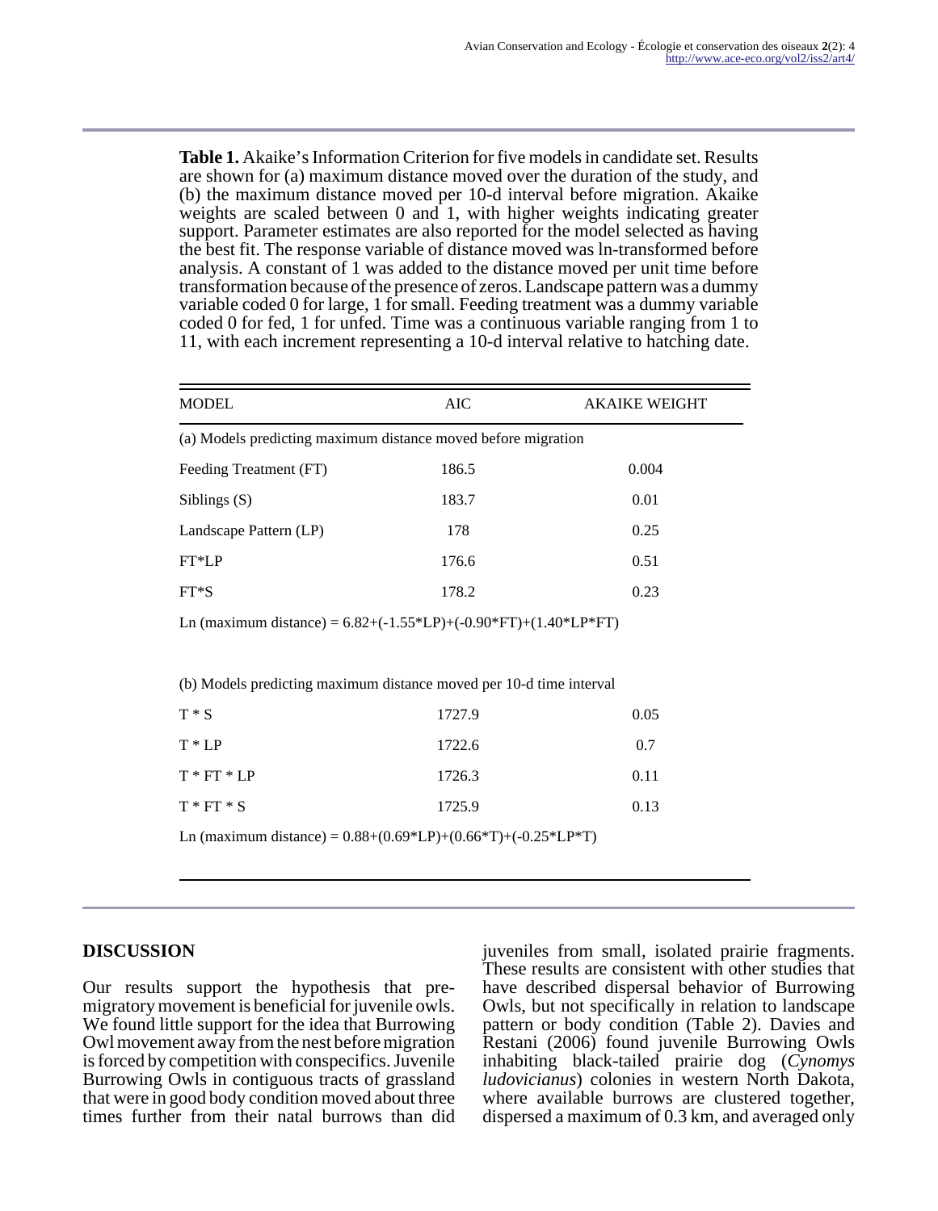**Table 1.** Akaike's Information Criterion for five models in candidate set. Results are shown for (a) maximum distance moved over the duration of the study, and (b) the maximum distance moved per 10-d interval before migration. Akaike weights are scaled between 0 and 1, with higher weights indicating greater support. Parameter estimates are also reported for the model selected as having the best fit. The response variable of distance moved was ln-transformed before analysis. A constant of 1 was added to the distance moved per unit time before transformation because of the presence of zeros. Landscape pattern was a dummy variable coded 0 for large, 1 for small. Feeding treatment was a dummy variable coded 0 for fed, 1 for unfed. Time was a continuous variable ranging from 1 to 11, with each increment representing a 10-d interval relative to hatching date.

| MODEL | AIC | AKAIKE WEIGHT |
|---|---|---|
| (a) Models predicting maximum distance moved before migration | | |
| Feeding Treatment (FT) | 186.5 | 0.004 |
| Siblings (S) | 183.7 | 0.01 |
| Landscape Pattern (LP) | 178 | 0.25 |
| FT*LP | 176.6 | 0.51 |
| FT*S | 178.2 | 0.23 |
| Ln (maximum distance) = 6.82+(-1.55*LP)+(-0.90*FT)+(1.40*LP*FT) | | |
| (b) Models predicting maximum distance moved per 10-d time interval | | |
| T * S | 1727.9 | 0.05 |
| T * LP | 1722.6 | 0.7 |
| T * FT * LP | 1726.3 | 0.11 |
| T * FT * S | 1725.9 | 0.13 |
| Ln (maximum distance) = 0.88+(0.69*LP)+(0.66*T)+(-0.25*LP*T) | | |

## DISCUSSION

Our results support the hypothesis that pre-migratory movement is beneficial for juvenile owls. We found little support for the idea that Burrowing Owl movement away from the nest before migration is forced by competition with conspecifics. Juvenile Burrowing Owls in contiguous tracts of grassland that were in good body condition moved about three times further from their natal burrows than did juveniles from small, isolated prairie fragments. These results are consistent with other studies that have described dispersal behavior of Burrowing Owls, but not specifically in relation to landscape pattern or body condition (Table 2). Davies and Restani (2006) found juvenile Burrowing Owls inhabiting black-tailed prairie dog (*Cynomys ludovicianus*) colonies in western North Dakota, where available burrows are clustered together, dispersed a maximum of 0.3 km, and averaged only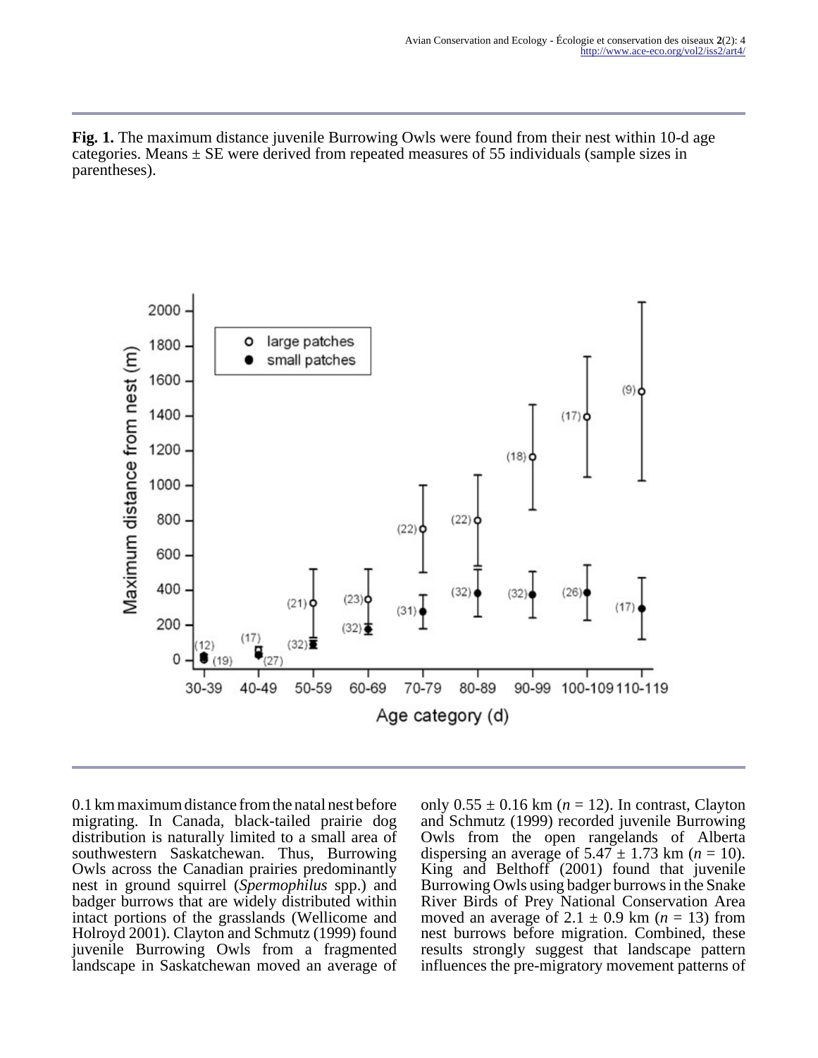**Fig. 1.** The maximum distance juvenile Burrowing Owls were found from their nest within 10-d age categories. Means ± SE were derived from repeated measures of 55 individuals (sample sizes in parentheses).

0.1 km maximum distance from the natal nest before migrating. In Canada, black-tailed prairie dog distribution is naturally limited to a small area of southwestern Saskatchewan. Thus, Burrowing Owls across the Canadian prairies predominantly nest in ground squirrel (*Spermophilus* spp.) and badger burrows that are widely distributed within intact portions of the grasslands (Wellicome and Holroyd 2001). Clayton and Schmutz (1999) found juvenile Burrowing Owls from a fragmented landscape in Saskatchewan moved an average of only 0.55 ± 0.16 km ($n$ = 12). In contrast, Clayton and Schmutz (1999) recorded juvenile Burrowing Owls from the open rangelands of Alberta dispersing an average of 5.47 ± 1.73 km ($n$ = 10). King and Belthoff (2001) found that juvenile Burrowing Owls using badger burrows in the Snake River Birds of Prey National Conservation Area moved an average of 2.1 ± 0.9 km ($n$ = 13) from nest burrows before migration. Combined, these results strongly suggest that landscape pattern influences the pre-migratory movement patterns of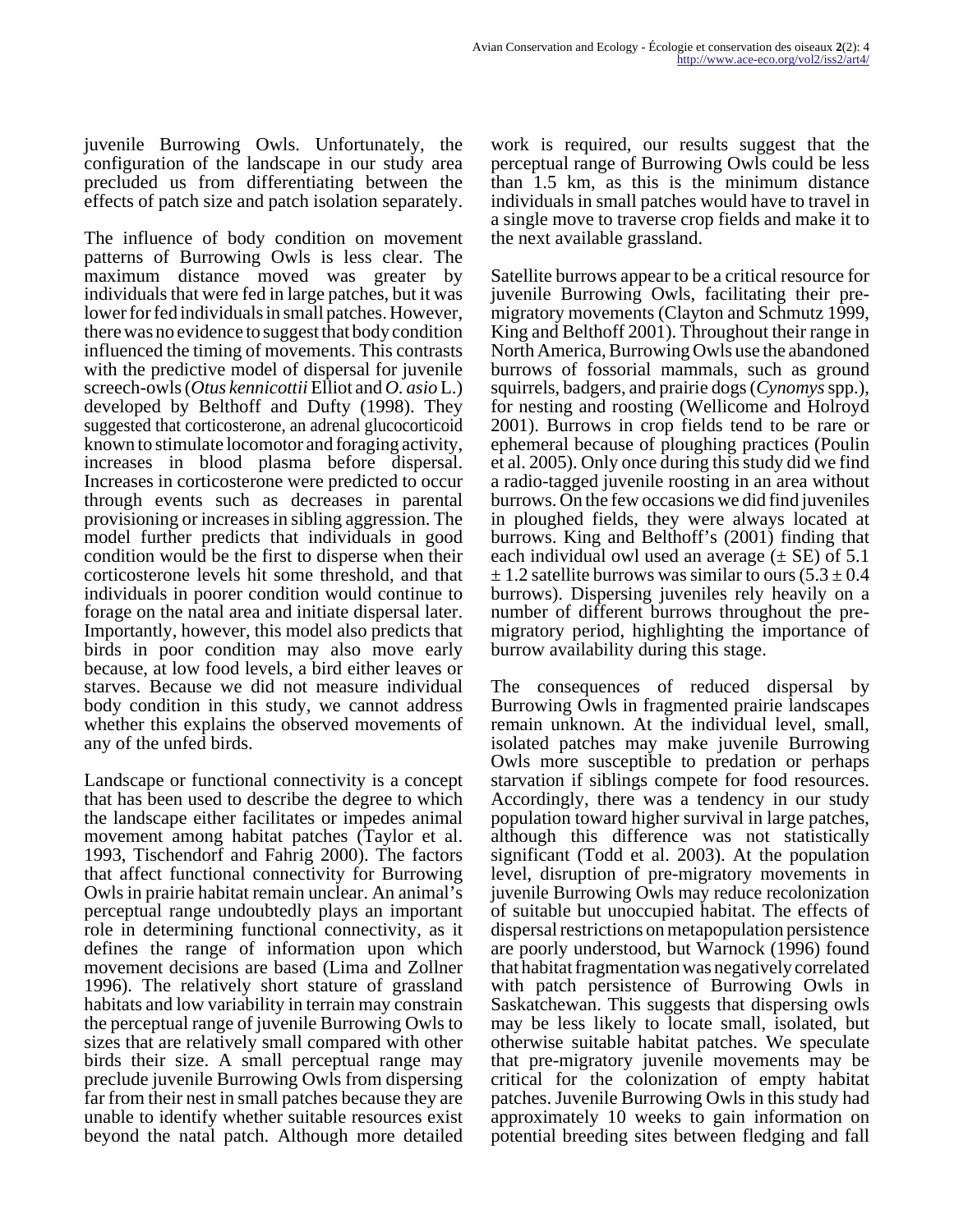juvenile Burrowing Owls. Unfortunately, the configuration of the landscape in our study area precluded us from differentiating between the effects of patch size and patch isolation separately.

The influence of body condition on movement patterns of Burrowing Owls is less clear. The maximum distance moved was greater by individuals that were fed in large patches, but it was lower for fed individuals in small patches. However, there was no evidence to suggest that body condition influenced the timing of movements. This contrasts with the predictive model of dispersal for juvenile screech-owls (*Otus kennicottii* Elliot and *O. asio* L.) developed by Belthoff and Dufty (1998). They suggested that corticosterone, an adrenal glucocorticoid known to stimulate locomotor and foraging activity, increases in blood plasma before dispersal. Increases in corticosterone were predicted to occur through events such as decreases in parental provisioning or increases in sibling aggression. The model further predicts that individuals in good condition would be the first to disperse when their corticosterone levels hit some threshold, and that individuals in poorer condition would continue to forage on the natal area and initiate dispersal later. Importantly, however, this model also predicts that birds in poor condition may also move early because, at low food levels, a bird either leaves or starves. Because we did not measure individual body condition in this study, we cannot address whether this explains the observed movements of any of the unfed birds.

Landscape or functional connectivity is a concept that has been used to describe the degree to which the landscape either facilitates or impedes animal movement among habitat patches (Taylor et al. 1993, Tischendorf and Fahrig 2000). The factors that affect functional connectivity for Burrowing Owls in prairie habitat remain unclear. An animal's perceptual range undoubtedly plays an important role in determining functional connectivity, as it defines the range of information upon which movement decisions are based (Lima and Zollner 1996). The relatively short stature of grassland habitats and low variability in terrain may constrain the perceptual range of juvenile Burrowing Owls to sizes that are relatively small compared with other birds their size. A small perceptual range may preclude juvenile Burrowing Owls from dispersing far from their nest in small patches because they are unable to identify whether suitable resources exist beyond the natal patch. Although more detailed work is required, our results suggest that the perceptual range of Burrowing Owls could be less than 1.5 km, as this is the minimum distance individuals in small patches would have to travel in a single move to traverse crop fields and make it to the next available grassland.

Satellite burrows appear to be a critical resource for juvenile Burrowing Owls, facilitating their pre-migratory movements (Clayton and Schmutz 1999, King and Belthoff 2001). Throughout their range in North America, Burrowing Owls use the abandoned burrows of fossorial mammals, such as ground squirrels, badgers, and prairie dogs (*Cynomys* spp.), for nesting and roosting (Wellicome and Holroyd 2001). Burrows in crop fields tend to be rare or ephemeral because of ploughing practices (Poulin et al. 2005). Only once during this study did we find a radio-tagged juvenile roosting in an area without burrows. On the few occasions we did find juveniles in ploughed fields, they were always located at burrows. King and Belthoff's (2001) finding that each individual owl used an average ($\pm$ SE) of $5.1 \pm 1.2$ satellite burrows was similar to ours ($5.3 \pm 0.4$ burrows). Dispersing juveniles rely heavily on a number of different burrows throughout the pre-migratory period, highlighting the importance of burrow availability during this stage.

The consequences of reduced dispersal by Burrowing Owls in fragmented prairie landscapes remain unknown. At the individual level, small, isolated patches may make juvenile Burrowing Owls more susceptible to predation or perhaps starvation if siblings compete for food resources. Accordingly, there was a tendency in our study population toward higher survival in large patches, although this difference was not statistically significant (Todd et al. 2003). At the population level, disruption of pre-migratory movements in juvenile Burrowing Owls may reduce recolonization of suitable but unoccupied habitat. The effects of dispersal restrictions on metapopulation persistence are poorly understood, but Warnock (1996) found that habitat fragmentation was negatively correlated with patch persistence of Burrowing Owls in Saskatchewan. This suggests that dispersing owls may be less likely to locate small, isolated, but otherwise suitable habitat patches. We speculate that pre-migratory juvenile movements may be critical for the colonization of empty habitat patches. Juvenile Burrowing Owls in this study had approximately 10 weeks to gain information on potential breeding sites between fledging and fall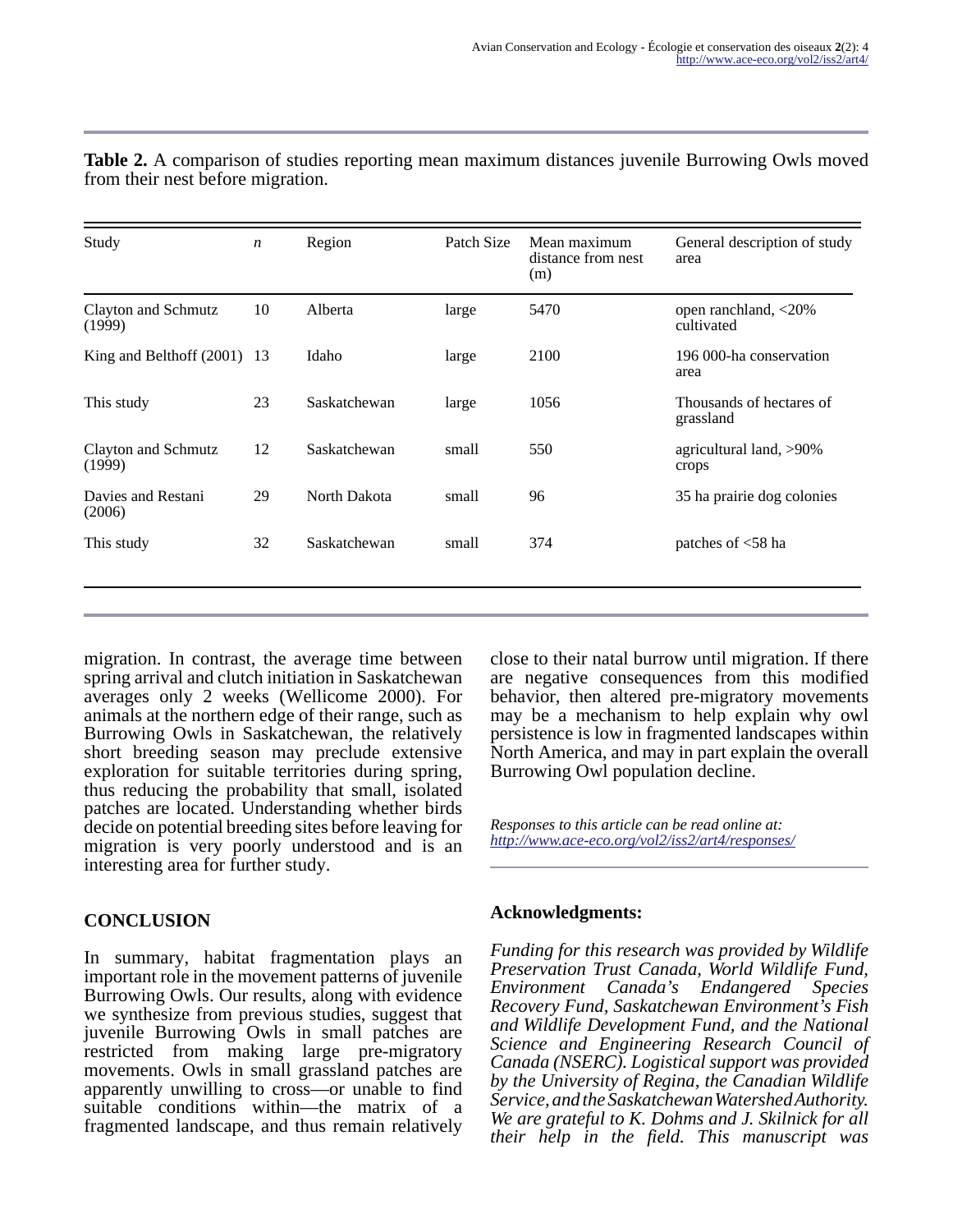**Table 2.** A comparison of studies reporting mean maximum distances juvenile Burrowing Owls moved from their nest before migration.

| Study | *n* | Region | Patch Size | Mean maximum distance from nest (m) | General description of study area |
|---|---|---|---|---|---|
| Clayton and Schmutz (1999) | 10 | Alberta | large | 5470 | open ranchland, <20% cultivated |
| King and Belthoff (2001) | 13 | Idaho | large | 2100 | 196 000-ha conservation area |
| This study | 23 | Saskatchewan | large | 1056 | Thousands of hectares of grassland |
| Clayton and Schmutz (1999) | 12 | Saskatchewan | small | 550 | agricultural land, >90% crops |
| Davies and Restani (2006) | 29 | North Dakota | small | 96 | 35 ha prairie dog colonies |
| This study | 32 | Saskatchewan | small | 374 | patches of <58 ha |

migration. In contrast, the average time between spring arrival and clutch initiation in Saskatchewan averages only 2 weeks (Wellicome 2000). For animals at the northern edge of their range, such as Burrowing Owls in Saskatchewan, the relatively short breeding season may preclude extensive exploration for suitable territories during spring, thus reducing the probability that small, isolated patches are located. Understanding whether birds decide on potential breeding sites before leaving for migration is very poorly understood and is an interesting area for further study.

## CONCLUSION

In summary, habitat fragmentation plays an important role in the movement patterns of juvenile Burrowing Owls. Our results, along with evidence we synthesize from previous studies, suggest that juvenile Burrowing Owls in small patches are restricted from making large pre-migratory movements. Owls in small grassland patches are apparently unwilling to cross—or unable to find suitable conditions within—the matrix of a fragmented landscape, and thus remain relatively close to their natal burrow until migration. If there are negative consequences from this modified behavior, then altered pre-migratory movements may be a mechanism to help explain why owl persistence is low in fragmented landscapes within North America, and may in part explain the overall Burrowing Owl population decline.

*Responses to this article can be read online at:* *http://www.ace-eco.org/vol2/iss2/art4/responses/*

## Acknowledgments:

*Funding for this research was provided by Wildlife Preservation Trust Canada, World Wildlife Fund, Environment Canada's Endangered Species Recovery Fund, Saskatchewan Environment's Fish and Wildlife Development Fund, and the National Science and Engineering Research Council of Canada (NSERC). Logistical support was provided by the University of Regina, the Canadian Wildlife Service, and the Saskatchewan Watershed Authority. We are grateful to K. Dohms and J. Skilnick for all their help in the field. This manuscript was*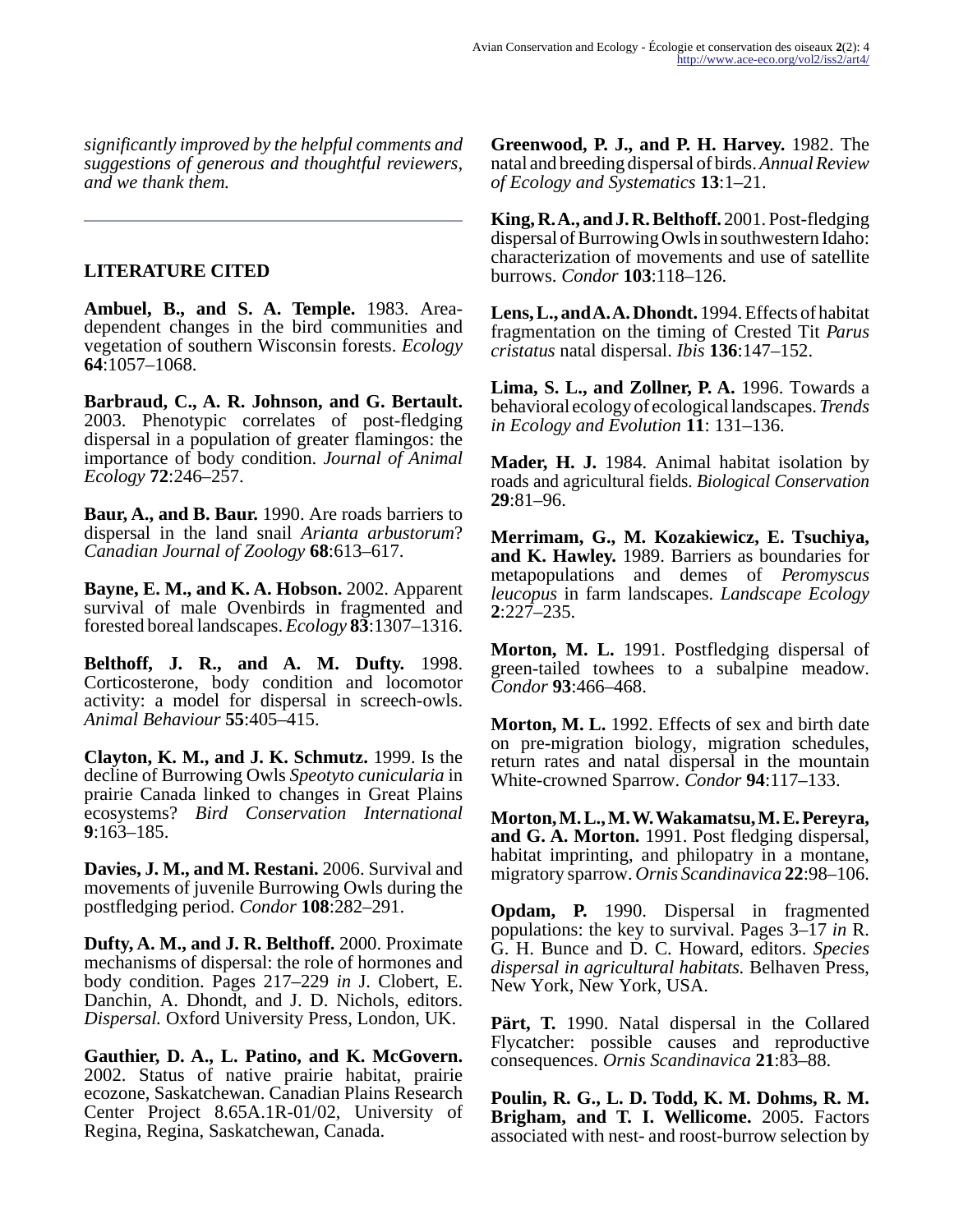*significantly improved by the helpful comments and suggestions of generous and thoughtful reviewers, and we thank them.*

## LITERATURE CITED

**Ambuel, B., and S. A. Temple.** 1983. Area-dependent changes in the bird communities and vegetation of southern Wisconsin forests. *Ecology* **64**:1057–1068.

**Barbraud, C., A. R. Johnson, and G. Bertault.** 2003. Phenotypic correlates of post-fledging dispersal in a population of greater flamingos: the importance of body condition. *Journal of Animal Ecology* **72**:246–257.

**Baur, A., and B. Baur.** 1990. Are roads barriers to dispersal in the land snail *Arianta arbustorum*? *Canadian Journal of Zoology* **68**:613–617.

**Bayne, E. M., and K. A. Hobson.** 2002. Apparent survival of male Ovenbirds in fragmented and forested boreal landscapes. *Ecology* **83**:1307–1316.

**Belthoff, J. R., and A. M. Dufty.** 1998. Corticosterone, body condition and locomotor activity: a model for dispersal in screech-owls. *Animal Behaviour* **55**:405–415.

**Clayton, K. M., and J. K. Schmutz.** 1999. Is the decline of Burrowing Owls *Speotyto cunicularia* in prairie Canada linked to changes in Great Plains ecosystems? *Bird Conservation International* **9**:163–185.

**Davies, J. M., and M. Restani.** 2006. Survival and movements of juvenile Burrowing Owls during the postfledging period. *Condor* **108**:282–291.

**Dufty, A. M., and J. R. Belthoff.** 2000. Proximate mechanisms of dispersal: the role of hormones and body condition. Pages 217–229 *in* J. Clobert, E. Danchin, A. Dhondt, and J. D. Nichols, editors. *Dispersal.* Oxford University Press, London, UK.

**Gauthier, D. A., L. Patino, and K. McGovern.** 2002. Status of native prairie habitat, prairie ecozone, Saskatchewan. Canadian Plains Research Center Project 8.65A.1R-01/02, University of Regina, Regina, Saskatchewan, Canada.

**Greenwood, P. J., and P. H. Harvey.** 1982. The natal and breeding dispersal of birds. *Annual Review of Ecology and Systematics* **13**:1–21.

**King, R. A., and J. R. Belthoff.** 2001. Post-fledging dispersal of Burrowing Owls in southwestern Idaho: characterization of movements and use of satellite burrows. *Condor* **103**:118–126.

**Lens, L., and A. A. Dhondt.** 1994. Effects of habitat fragmentation on the timing of Crested Tit *Parus cristatus* natal dispersal. *Ibis* **136**:147–152.

**Lima, S. L., and Zollner, P. A.** 1996. Towards a behavioral ecology of ecological landscapes. *Trends in Ecology and Evolution* **11**: 131–136.

**Mader, H. J.** 1984. Animal habitat isolation by roads and agricultural fields. *Biological Conservation* **29**:81–96.

**Merrimam, G., M. Kozakiewicz, E. Tsuchiya, and K. Hawley.** 1989. Barriers as boundaries for metapopulations and demes of *Peromyscus leucopus* in farm landscapes. *Landscape Ecology* **2**:227–235.

**Morton, M. L.** 1991. Postfledging dispersal of green-tailed towhees to a subalpine meadow. *Condor* **93**:466–468.

**Morton, M. L.** 1992. Effects of sex and birth date on pre-migration biology, migration schedules, return rates and natal dispersal in the mountain White-crowned Sparrow. *Condor* **94**:117–133.

**Morton, M. L., M. W. Wakamatsu, M. E. Pereyra, and G. A. Morton.** 1991. Post fledging dispersal, habitat imprinting, and philopatry in a montane, migratory sparrow. *Ornis Scandinavica* **22**:98–106.

**Opdam, P.** 1990. Dispersal in fragmented populations: the key to survival. Pages 3–17 *in* R. G. H. Bunce and D. C. Howard, editors. *Species dispersal in agricultural habitats.* Belhaven Press, New York, New York, USA.

**Pärt, T.** 1990. Natal dispersal in the Collared Flycatcher: possible causes and reproductive consequences. *Ornis Scandinavica* **21**:83–88.

**Poulin, R. G., L. D. Todd, K. M. Dohms, R. M. Brigham, and T. I. Wellicome.** 2005. Factors associated with nest- and roost-burrow selection by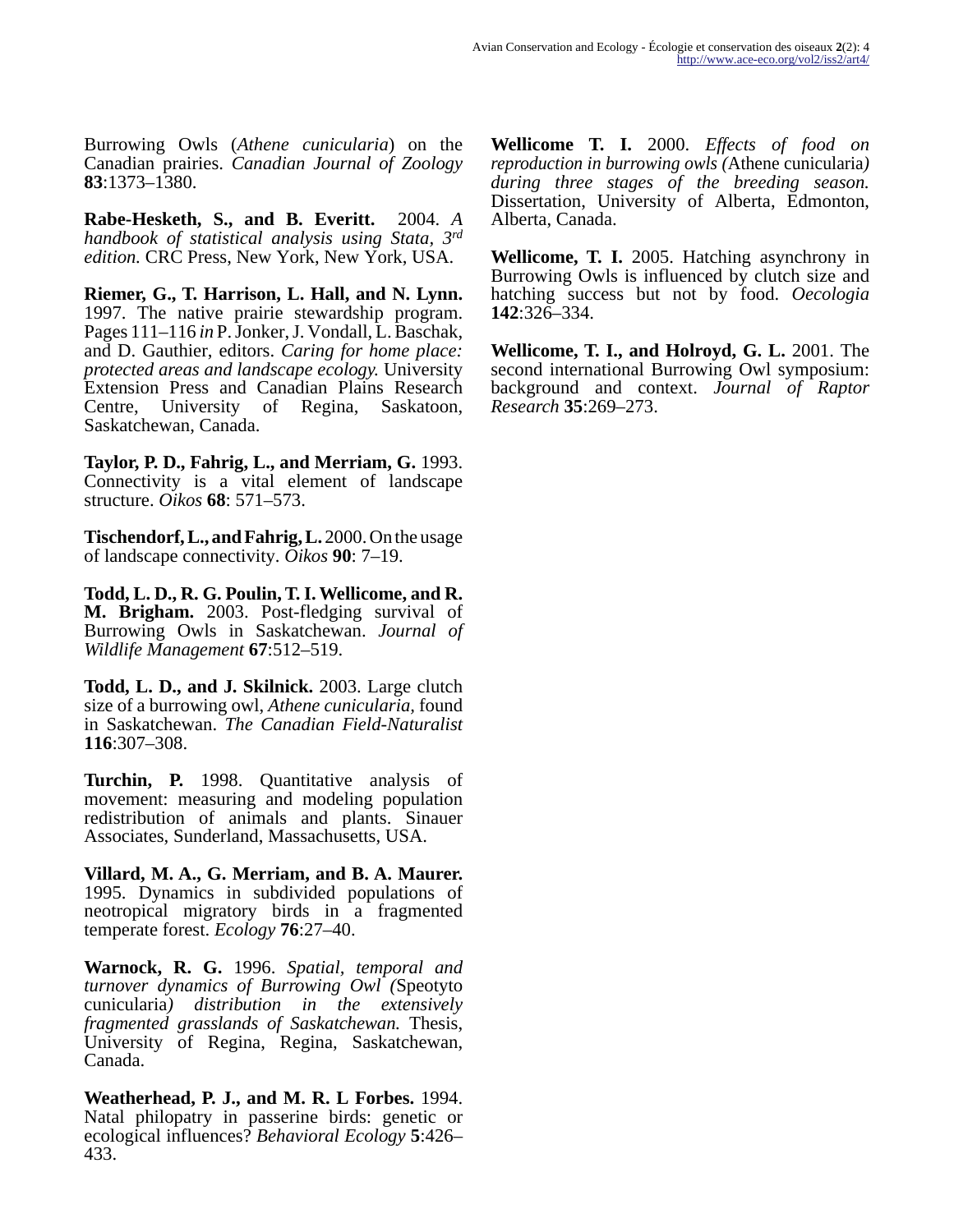Burrowing Owls (*Athene cunicularia*) on the Canadian prairies. *Canadian Journal of Zoology* **83**:1373–1380.

**Rabe-Hesketh, S., and B. Everitt.** 2004. *A handbook of statistical analysis using Stata, 3rd edition.* CRC Press, New York, New York, USA.

**Riemer, G., T. Harrison, L. Hall, and N. Lynn.** 1997. The native prairie stewardship program. Pages 111–116 *in* P. Jonker, J. Vondall, L. Baschak, and D. Gauthier, editors. *Caring for home place: protected areas and landscape ecology.* University Extension Press and Canadian Plains Research Centre, University of Regina, Saskatoon, Saskatchewan, Canada.

**Taylor, P. D., Fahrig, L., and Merriam, G.** 1993. Connectivity is a vital element of landscape structure. *Oikos* **68**: 571–573.

**Tischendorf, L., and Fahrig, L.** 2000. On the usage of landscape connectivity. *Oikos* **90**: 7–19.

**Todd, L. D., R. G. Poulin, T. I. Wellicome, and R. M. Brigham.** 2003. Post-fledging survival of Burrowing Owls in Saskatchewan. *Journal of Wildlife Management* **67**:512–519.

**Todd, L. D., and J. Skilnick.** 2003. Large clutch size of a burrowing owl, *Athene cunicularia*, found in Saskatchewan. *The Canadian Field-Naturalist* **116**:307–308.

**Turchin, P.** 1998. Quantitative analysis of movement: measuring and modeling population redistribution of animals and plants. Sinauer Associates, Sunderland, Massachusetts, USA.

**Villard, M. A., G. Merriam, and B. A. Maurer.** 1995. Dynamics in subdivided populations of neotropical migratory birds in a fragmented temperate forest. *Ecology* **76**:27–40.

**Warnock, R. G.** 1996. *Spatial, temporal and turnover dynamics of Burrowing Owl (*Speotyto cunicularia*) distribution in the extensively fragmented grasslands of Saskatchewan.* Thesis, University of Regina, Regina, Saskatchewan, Canada.

**Weatherhead, P. J., and M. R. L Forbes.** 1994. Natal philopatry in passerine birds: genetic or ecological influences? *Behavioral Ecology* **5**:426–433.

**Wellicome T. I.** 2000. *Effects of food on reproduction in burrowing owls (*Athene cunicularia*) during three stages of the breeding season.* Dissertation, University of Alberta, Edmonton, Alberta, Canada.

**Wellicome, T. I.** 2005. Hatching asynchrony in Burrowing Owls is influenced by clutch size and hatching success but not by food. *Oecologia* **142**:326–334.

**Wellicome, T. I., and Holroyd, G. L.** 2001. The second international Burrowing Owl symposium: background and context. *Journal of Raptor Research* **35**:269–273.